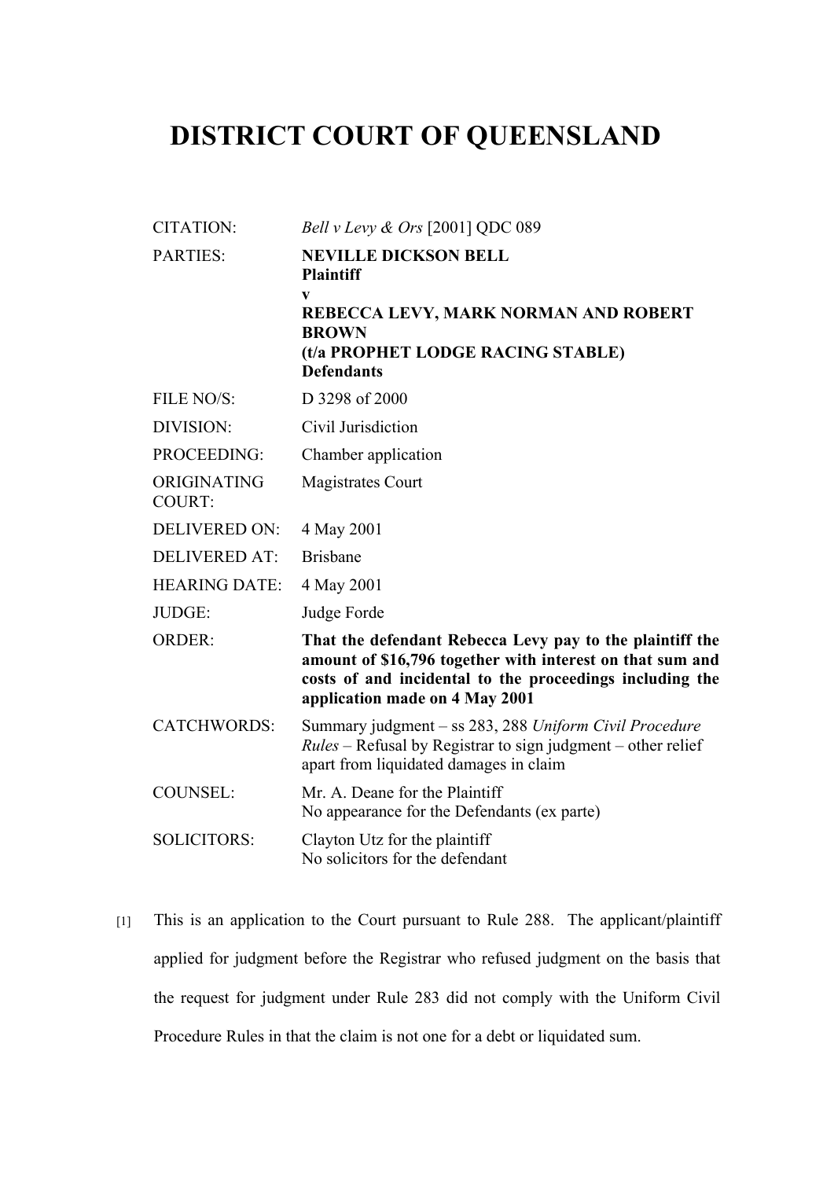# DISTRICT COURT OF QUEENSLAND

| | |
|---|---|
| CITATION: | *Bell v Levy & Ors* [2001] QDC 089 |
| PARTIES: | **NEVILLE DICKSON BELL**<br>**Plaintiff**<br>**v**<br>**REBECCA LEVY, MARK NORMAN AND ROBERT BROWN**<br>**(t/a PROPHET LODGE RACING STABLE)**<br>**Defendants** |
| FILE NO/S: | D 3298 of 2000 |
| DIVISION: | Civil Jurisdiction |
| PROCEEDING: | Chamber application |
| ORIGINATING COURT: | Magistrates Court |
| DELIVERED ON: | 4 May 2001 |
| DELIVERED AT: | Brisbane |
| HEARING DATE: | 4 May 2001 |
| JUDGE: | Judge Forde |
| ORDER: | **That the defendant Rebecca Levy pay to the plaintiff the amount of $16,796 together with interest on that sum and costs of and incidental to the proceedings including the application made on 4 May 2001** |
| CATCHWORDS: | Summary judgment – ss 283, 288 *Uniform Civil Procedure Rules* – Refusal by Registrar to sign judgment – other relief apart from liquidated damages in claim |
| COUNSEL: | Mr. A. Deane for the Plaintiff<br>No appearance for the Defendants (ex parte) |
| SOLICITORS: | Clayton Utz for the plaintiff<br>No solicitors for the defendant |

[1] This is an application to the Court pursuant to Rule 288. The applicant/plaintiff applied for judgment before the Registrar who refused judgment on the basis that the request for judgment under Rule 283 did not comply with the Uniform Civil Procedure Rules in that the claim is not one for a debt or liquidated sum.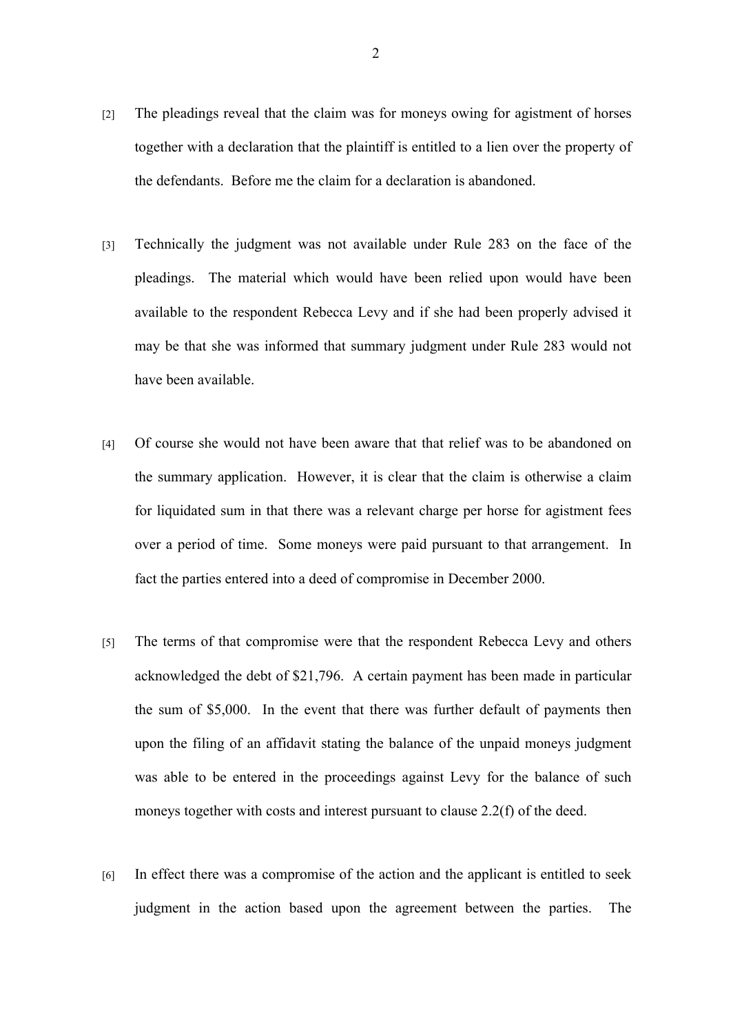[2] The pleadings reveal that the claim was for moneys owing for agistment of horses together with a declaration that the plaintiff is entitled to a lien over the property of the defendants. Before me the claim for a declaration is abandoned.

[3] Technically the judgment was not available under Rule 283 on the face of the pleadings. The material which would have been relied upon would have been available to the respondent Rebecca Levy and if she had been properly advised it may be that she was informed that summary judgment under Rule 283 would not have been available.

[4] Of course she would not have been aware that that relief was to be abandoned on the summary application. However, it is clear that the claim is otherwise a claim for liquidated sum in that there was a relevant charge per horse for agistment fees over a period of time. Some moneys were paid pursuant to that arrangement. In fact the parties entered into a deed of compromise in December 2000.

[5] The terms of that compromise were that the respondent Rebecca Levy and others acknowledged the debt of $21,796. A certain payment has been made in particular the sum of $5,000. In the event that there was further default of payments then upon the filing of an affidavit stating the balance of the unpaid moneys judgment was able to be entered in the proceedings against Levy for the balance of such moneys together with costs and interest pursuant to clause 2.2(f) of the deed.

[6] In effect there was a compromise of the action and the applicant is entitled to seek judgment in the action based upon the agreement between the parties. The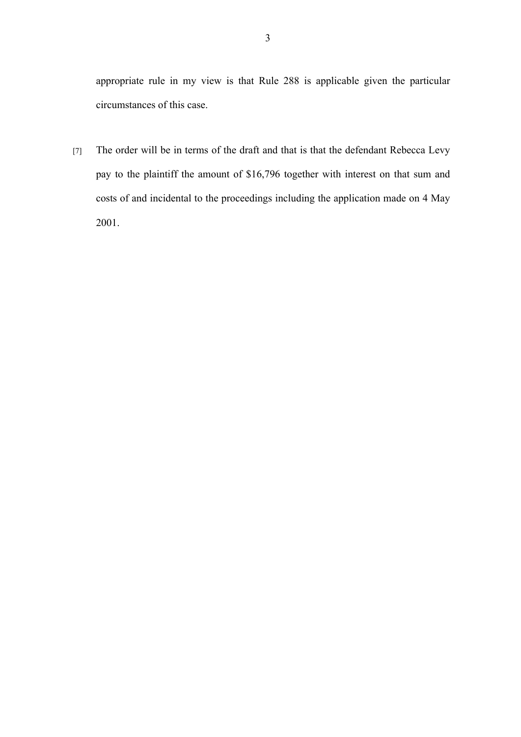appropriate rule in my view is that Rule 288 is applicable given the particular circumstances of this case.

[7] The order will be in terms of the draft and that is that the defendant Rebecca Levy pay to the plaintiff the amount of $16,796 together with interest on that sum and costs of and incidental to the proceedings including the application made on 4 May 2001.